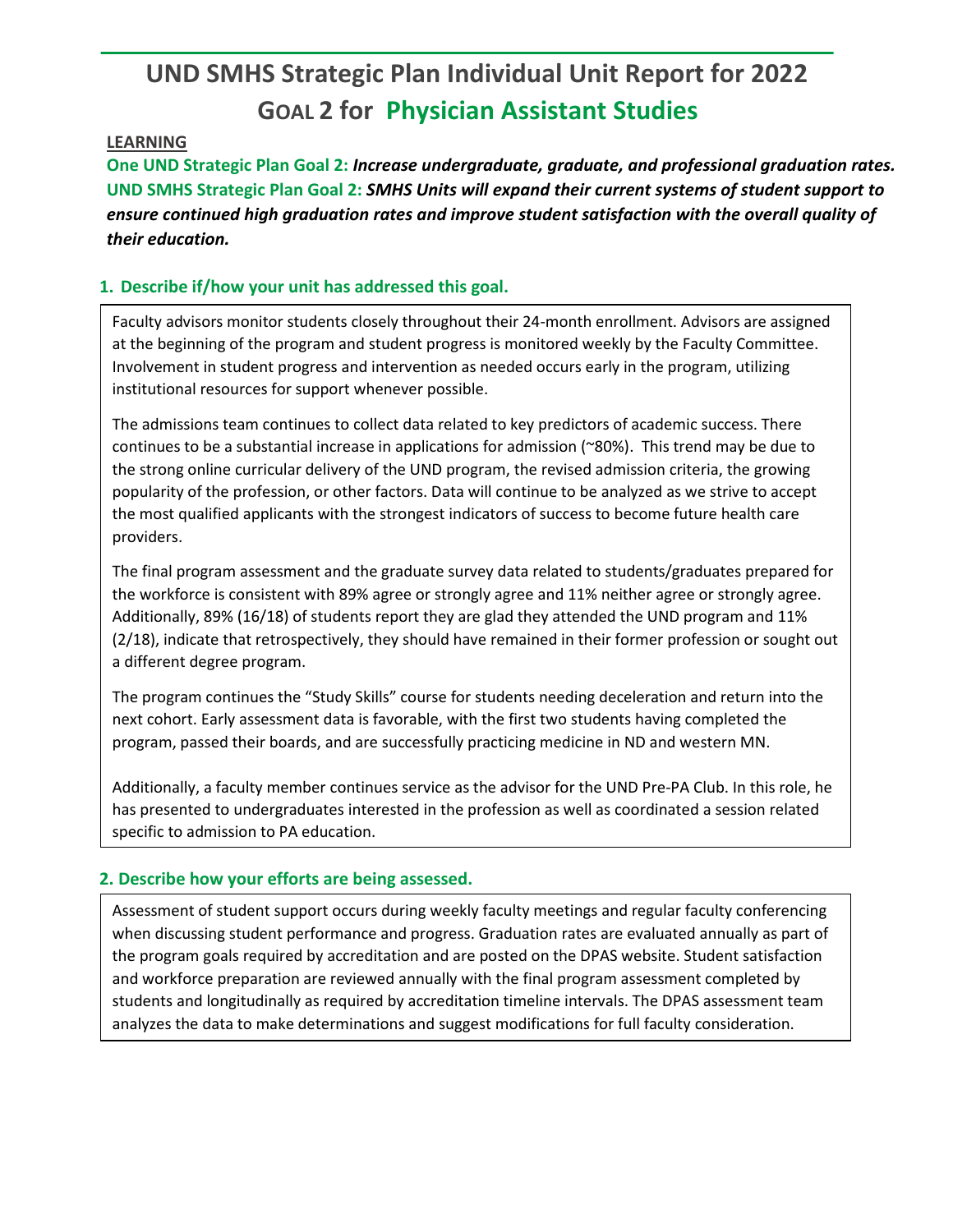# UND SMHS Strategic Plan Individual Unit Report for 2022

## GOAL 2 for Physician Assistant Studies

**LEARNING**

**One UND Strategic Plan Goal 2:** ***Increase undergraduate, graduate, and professional graduation rates.***

**UND SMHS Strategic Plan Goal 2:** ***SMHS Units will expand their current systems of student support to ensure continued high graduation rates and improve student satisfaction with the overall quality of their education.***

### 1. Describe if/how your unit has addressed this goal.

Faculty advisors monitor students closely throughout their 24-month enrollment. Advisors are assigned at the beginning of the program and student progress is monitored weekly by the Faculty Committee. Involvement in student progress and intervention as needed occurs early in the program, utilizing institutional resources for support whenever possible.

The admissions team continues to collect data related to key predictors of academic success. There continues to be a substantial increase in applications for admission (~80%). This trend may be due to the strong online curricular delivery of the UND program, the revised admission criteria, the growing popularity of the profession, or other factors. Data will continue to be analyzed as we strive to accept the most qualified applicants with the strongest indicators of success to become future health care providers.

The final program assessment and the graduate survey data related to students/graduates prepared for the workforce is consistent with 89% agree or strongly agree and 11% neither agree or strongly agree. Additionally, 89% (16/18) of students report they are glad they attended the UND program and 11% (2/18), indicate that retrospectively, they should have remained in their former profession or sought out a different degree program.

The program continues the "Study Skills" course for students needing deceleration and return into the next cohort. Early assessment data is favorable, with the first two students having completed the program, passed their boards, and are successfully practicing medicine in ND and western MN.

Additionally, a faculty member continues service as the advisor for the UND Pre-PA Club. In this role, he has presented to undergraduates interested in the profession as well as coordinated a session related specific to admission to PA education.

### 2. Describe how your efforts are being assessed.

Assessment of student support occurs during weekly faculty meetings and regular faculty conferencing when discussing student performance and progress. Graduation rates are evaluated annually as part of the program goals required by accreditation and are posted on the DPAS website. Student satisfaction and workforce preparation are reviewed annually with the final program assessment completed by students and longitudinally as required by accreditation timeline intervals. The DPAS assessment team analyzes the data to make determinations and suggest modifications for full faculty consideration.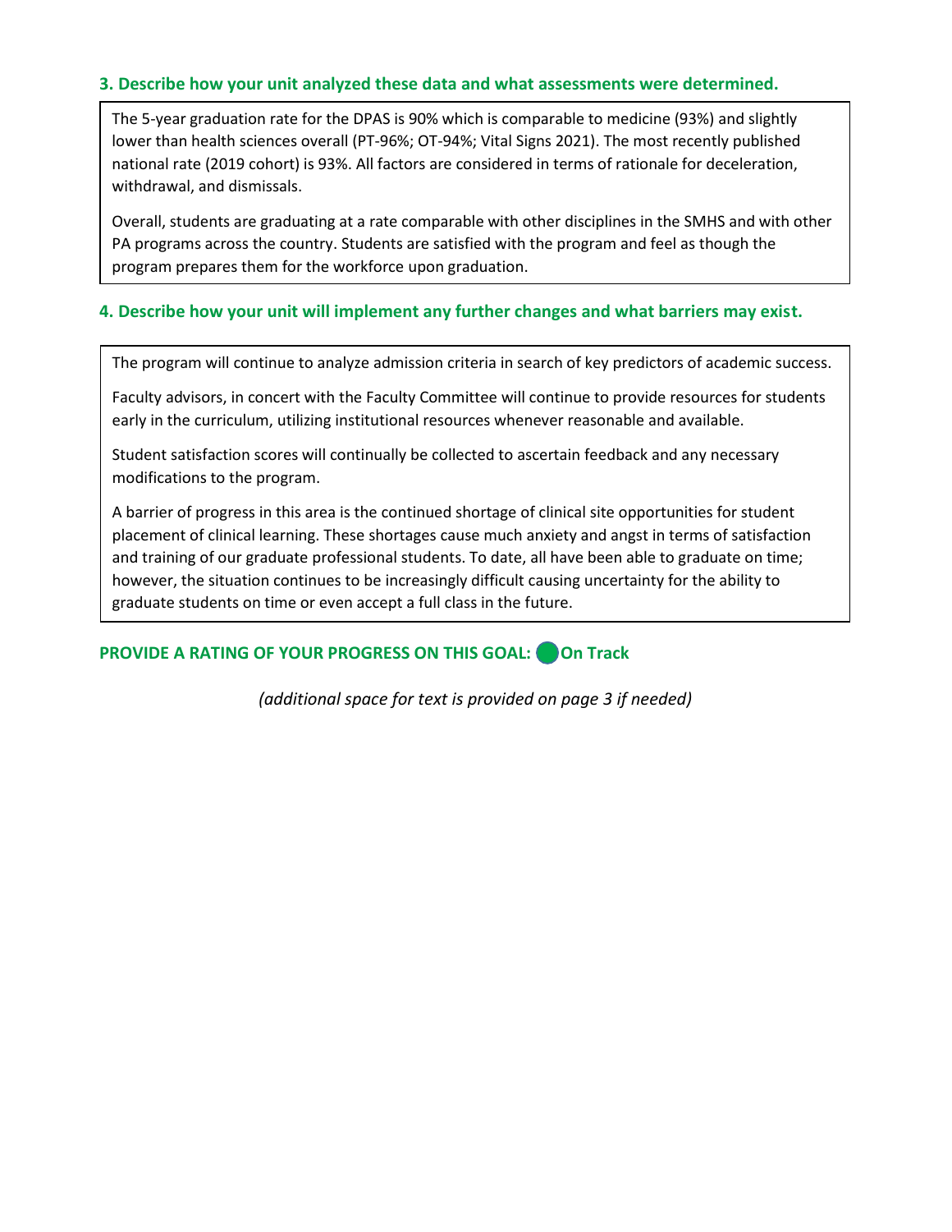### 3. Describe how your unit analyzed these data and what assessments were determined.

The 5-year graduation rate for the DPAS is 90% which is comparable to medicine (93%) and slightly lower than health sciences overall (PT-96%; OT-94%; Vital Signs 2021). The most recently published national rate (2019 cohort) is 93%. All factors are considered in terms of rationale for deceleration, withdrawal, and dismissals.

Overall, students are graduating at a rate comparable with other disciplines in the SMHS and with other PA programs across the country. Students are satisfied with the program and feel as though the program prepares them for the workforce upon graduation.

### 4. Describe how your unit will implement any further changes and what barriers may exist.

The program will continue to analyze admission criteria in search of key predictors of academic success.

Faculty advisors, in concert with the Faculty Committee will continue to provide resources for students early in the curriculum, utilizing institutional resources whenever reasonable and available.

Student satisfaction scores will continually be collected to ascertain feedback and any necessary modifications to the program.

A barrier of progress in this area is the continued shortage of clinical site opportunities for student placement of clinical learning. These shortages cause much anxiety and angst in terms of satisfaction and training of our graduate professional students. To date, all have been able to graduate on time; however, the situation continues to be increasingly difficult causing uncertainty for the ability to graduate students on time or even accept a full class in the future.

**PROVIDE A RATING OF YOUR PROGRESS ON THIS GOAL: On Track**

*(additional space for text is provided on page 3 if needed)*